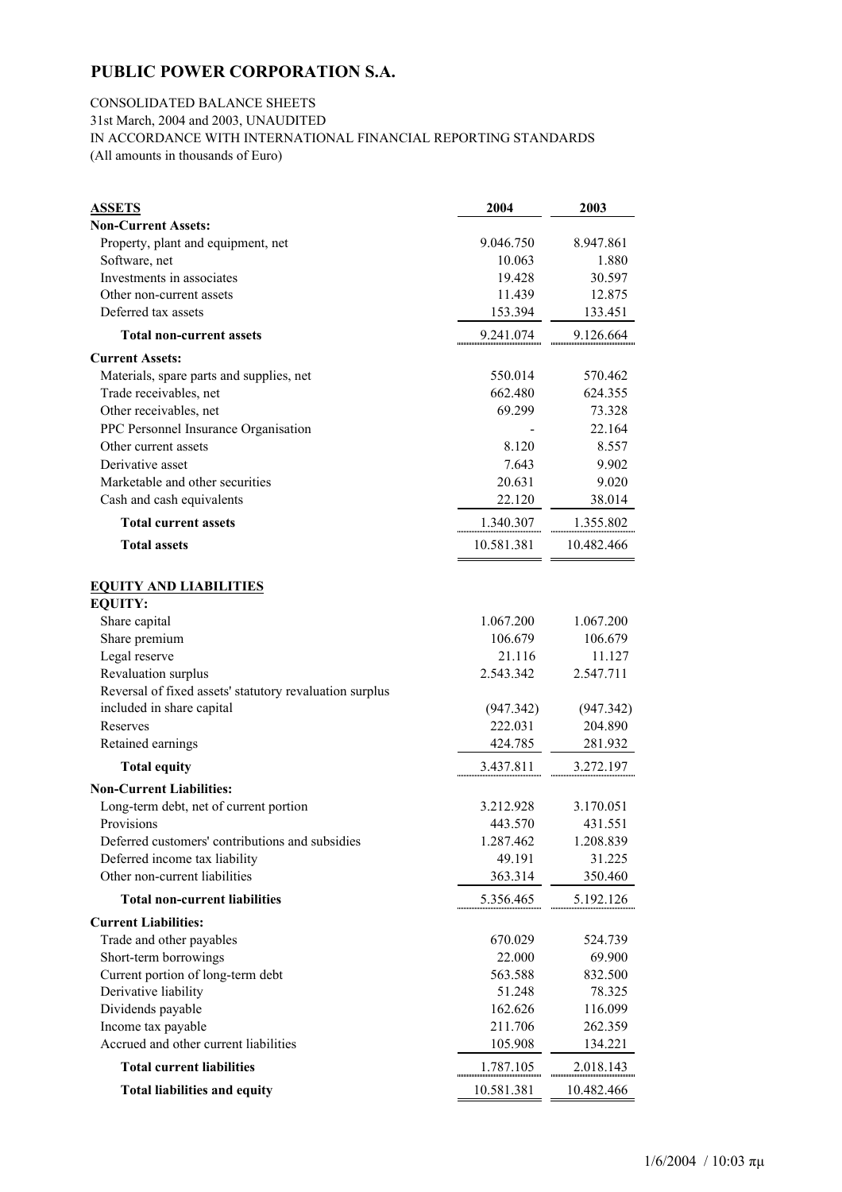# PUBLIC POWER CORPORATION S.A.

CONSOLIDATED BALANCE SHEETS
31st March, 2004 and 2003, UNAUDITED
IN ACCORDANCE WITH INTERNATIONAL FINANCIAL REPORTING STANDARDS
(All amounts in thousands of Euro)

| **ASSETS** | **2004** | **2003** |
|---|---|---|
| **Non-Current Assets:** | | |
| Property, plant and equipment, net | 9.046.750 | 8.947.861 |
| Software, net | 10.063 | 1.880 |
| Investments in associates | 19.428 | 30.597 |
| Other non-current assets | 11.439 | 12.875 |
| Deferred tax assets | 153.394 | 133.451 |
| **Total non-current assets** | 9.241.074 | 9.126.664 |
| **Current Assets:** | | |
| Materials, spare parts and supplies, net | 550.014 | 570.462 |
| Trade receivables, net | 662.480 | 624.355 |
| Other receivables, net | 69.299 | 73.328 |
| PPC Personnel Insurance Organisation | - | 22.164 |
| Other current assets | 8.120 | 8.557 |
| Derivative asset | 7.643 | 9.902 |
| Marketable and other securities | 20.631 | 9.020 |
| Cash and cash equivalents | 22.120 | 38.014 |
| **Total current assets** | 1.340.307 | 1.355.802 |
| **Total assets** | 10.581.381 | 10.482.466 |

| **EQUITY AND LIABILITIES** | **2004** | **2003** |
|---|---|---|
| **EQUITY:** | | |
| Share capital | 1.067.200 | 1.067.200 |
| Share premium | 106.679 | 106.679 |
| Legal reserve | 21.116 | 11.127 |
| Revaluation surplus | 2.543.342 | 2.547.711 |
| Reversal of fixed assets' statutory revaluation surplus included in share capital | (947.342) | (947.342) |
| Reserves | 222.031 | 204.890 |
| Retained earnings | 424.785 | 281.932 |
| **Total equity** | 3.437.811 | 3.272.197 |
| **Non-Current Liabilities:** | | |
| Long-term debt, net of current portion | 3.212.928 | 3.170.051 |
| Provisions | 443.570 | 431.551 |
| Deferred customers' contributions and subsidies | 1.287.462 | 1.208.839 |
| Deferred income tax liability | 49.191 | 31.225 |
| Other non-current liabilities | 363.314 | 350.460 |
| **Total non-current liabilities** | 5.356.465 | 5.192.126 |
| **Current Liabilities:** | | |
| Trade and other payables | 670.029 | 524.739 |
| Short-term borrowings | 22.000 | 69.900 |
| Current portion of long-term debt | 563.588 | 832.500 |
| Derivative liability | 51.248 | 78.325 |
| Dividends payable | 162.626 | 116.099 |
| Income tax payable | 211.706 | 262.359 |
| Accrued and other current liabilities | 105.908 | 134.221 |
| **Total current liabilities** | 1.787.105 | 2.018.143 |
| **Total liabilities and equity** | 10.581.381 | 10.482.466 |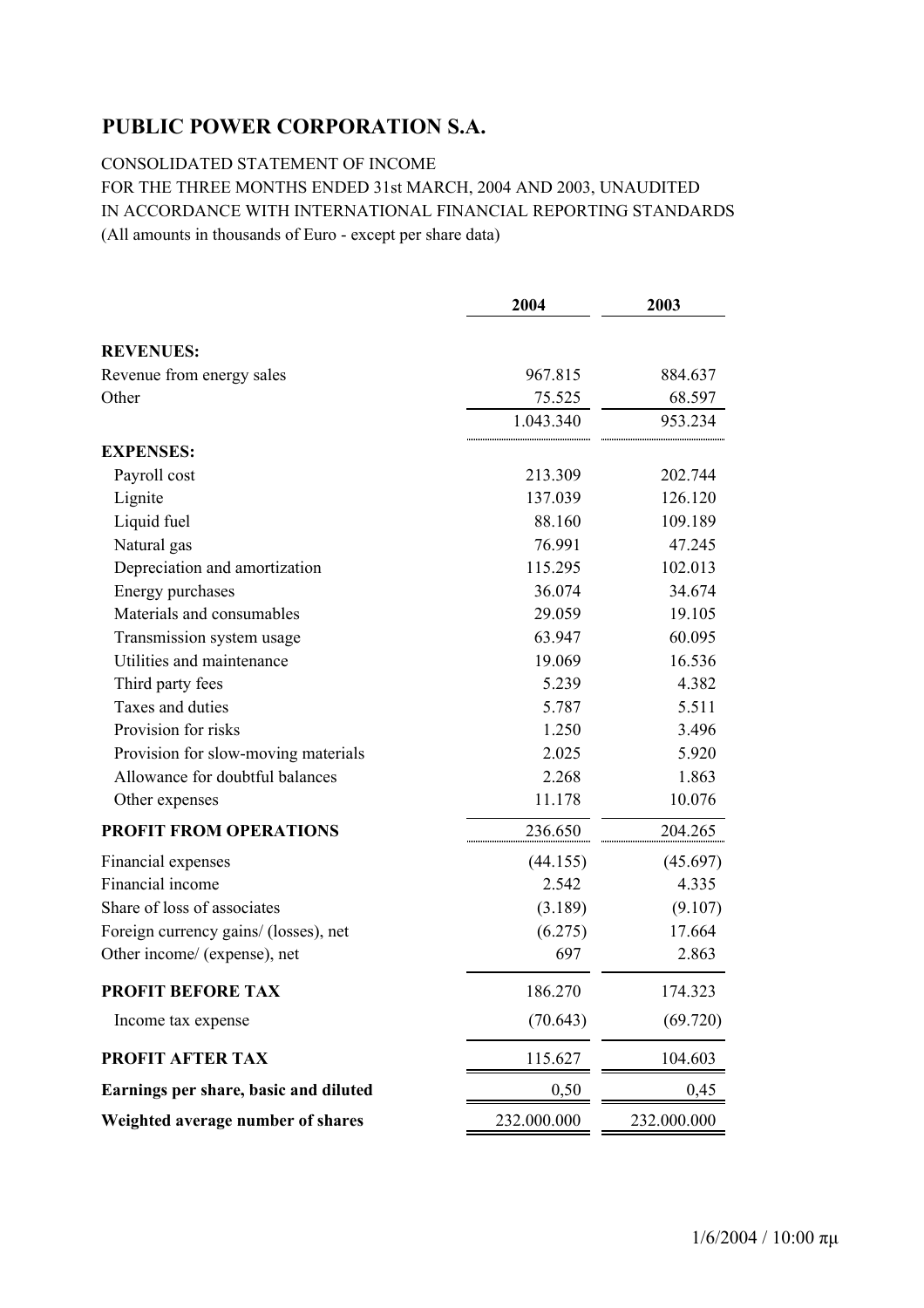# PUBLIC POWER CORPORATION S.A.

CONSOLIDATED STATEMENT OF INCOME
FOR THE THREE MONTHS ENDED 31st MARCH, 2004 AND 2003, UNAUDITED
IN ACCORDANCE WITH INTERNATIONAL FINANCIAL REPORTING STANDARDS
(All amounts in thousands of Euro - except per share data)

| | 2004 | 2003 |
|---|---|---|
| **REVENUES:** | | |
| Revenue from energy sales | 967.815 | 884.637 |
| Other | 75.525 | 68.597 |
| | 1.043.340 | 953.234 |
| **EXPENSES:** | | |
| Payroll cost | 213.309 | 202.744 |
| Lignite | 137.039 | 126.120 |
| Liquid fuel | 88.160 | 109.189 |
| Natural gas | 76.991 | 47.245 |
| Depreciation and amortization | 115.295 | 102.013 |
| Energy purchases | 36.074 | 34.674 |
| Materials and consumables | 29.059 | 19.105 |
| Transmission system usage | 63.947 | 60.095 |
| Utilities and maintenance | 19.069 | 16.536 |
| Third party fees | 5.239 | 4.382 |
| Taxes and duties | 5.787 | 5.511 |
| Provision for risks | 1.250 | 3.496 |
| Provision for slow-moving materials | 2.025 | 5.920 |
| Allowance for doubtful balances | 2.268 | 1.863 |
| Other expenses | 11.178 | 10.076 |
| **PROFIT FROM OPERATIONS** | 236.650 | 204.265 |
| Financial expenses | (44.155) | (45.697) |
| Financial income | 2.542 | 4.335 |
| Share of loss of associates | (3.189) | (9.107) |
| Foreign currency gains/ (losses), net | (6.275) | 17.664 |
| Other income/ (expense), net | 697 | 2.863 |
| **PROFIT BEFORE TAX** | 186.270 | 174.323 |
| Income tax expense | (70.643) | (69.720) |
| **PROFIT AFTER TAX** | 115.627 | 104.603 |
| **Earnings per share, basic and diluted** | 0,50 | 0,45 |
| **Weighted average number of shares** | 232.000.000 | 232.000.000 |

1/6/2004 / 10:00 πμ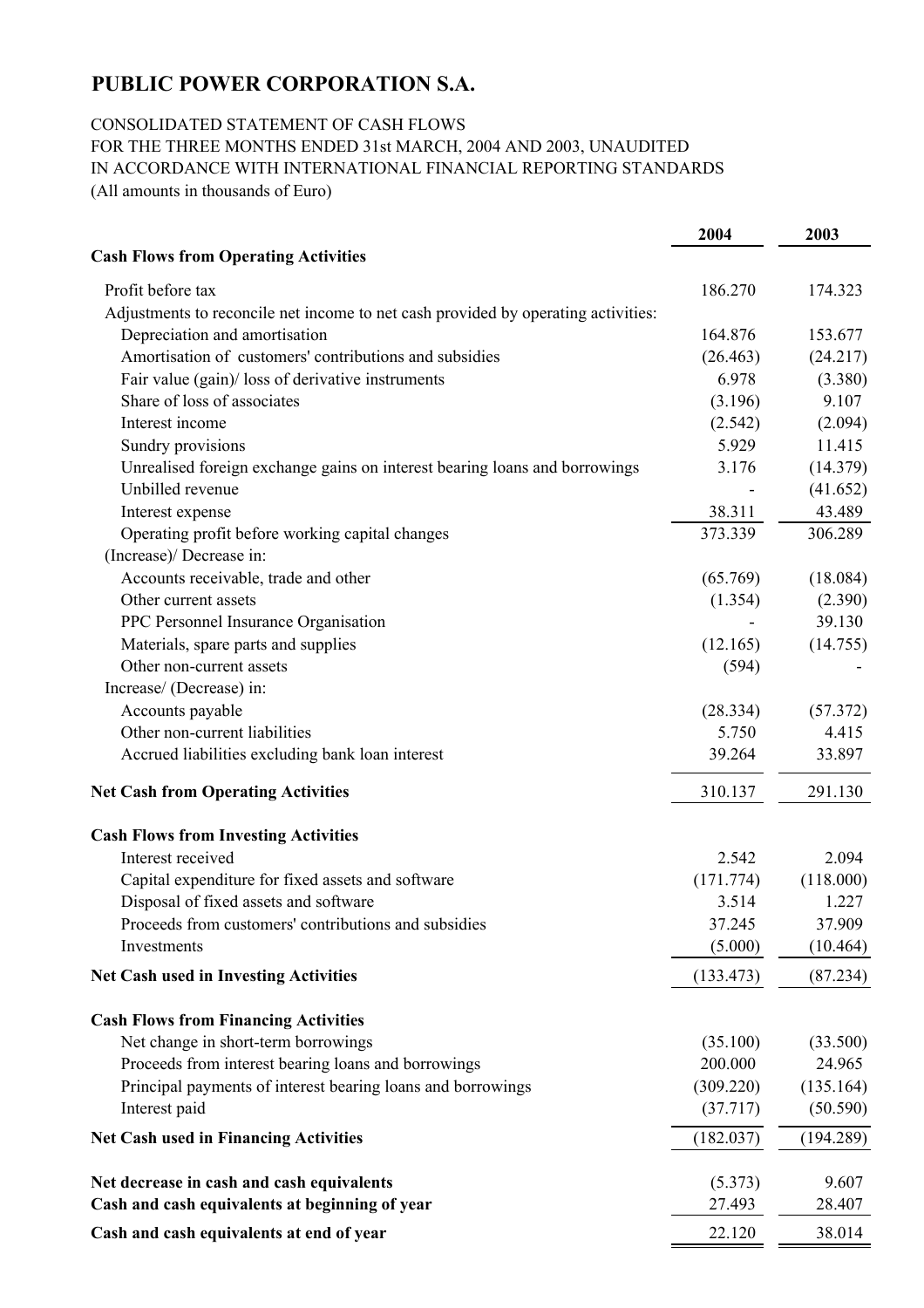# PUBLIC POWER CORPORATION S.A.

CONSOLIDATED STATEMENT OF CASH FLOWS
FOR THE THREE MONTHS ENDED 31st MARCH, 2004 AND 2003, UNAUDITED
IN ACCORDANCE WITH INTERNATIONAL FINANCIAL REPORTING STANDARDS
(All amounts in thousands of Euro)

| | 2004 | 2003 |
|---|---|---|
| **Cash Flows from Operating Activities** | | |
| Profit before tax | 186.270 | 174.323 |
| Adjustments to reconcile net income to net cash provided by operating activities: | | |
| Depreciation and amortisation | 164.876 | 153.677 |
| Amortisation of customers' contributions and subsidies | (26.463) | (24.217) |
| Fair value (gain)/ loss of derivative instruments | 6.978 | (3.380) |
| Share of loss of associates | (3.196) | 9.107 |
| Interest income | (2.542) | (2.094) |
| Sundry provisions | 5.929 | 11.415 |
| Unrealised foreign exchange gains on interest bearing loans and borrowings | 3.176 | (14.379) |
| Unbilled revenue | - | (41.652) |
| Interest expense | 38.311 | 43.489 |
| Operating profit before working capital changes | 373.339 | 306.289 |
| (Increase)/ Decrease in: | | |
| Accounts receivable, trade and other | (65.769) | (18.084) |
| Other current assets | (1.354) | (2.390) |
| PPC Personnel Insurance Organisation | - | 39.130 |
| Materials, spare parts and supplies | (12.165) | (14.755) |
| Other non-current assets | (594) | - |
| Increase/ (Decrease) in: | | |
| Accounts payable | (28.334) | (57.372) |
| Other non-current liabilities | 5.750 | 4.415 |
| Accrued liabilities excluding bank loan interest | 39.264 | 33.897 |
| **Net Cash from Operating Activities** | 310.137 | 291.130 |
| **Cash Flows from Investing Activities** | | |
| Interest received | 2.542 | 2.094 |
| Capital expenditure for fixed assets and software | (171.774) | (118.000) |
| Disposal of fixed assets and software | 3.514 | 1.227 |
| Proceeds from customers' contributions and subsidies | 37.245 | 37.909 |
| Investments | (5.000) | (10.464) |
| **Net Cash used in Investing Activities** | (133.473) | (87.234) |
| **Cash Flows from Financing Activities** | | |
| Net change in short-term borrowings | (35.100) | (33.500) |
| Proceeds from interest bearing loans and borrowings | 200.000 | 24.965 |
| Principal payments of interest bearing loans and borrowings | (309.220) | (135.164) |
| Interest paid | (37.717) | (50.590) |
| **Net Cash used in Financing Activities** | (182.037) | (194.289) |
| **Net decrease in cash and cash equivalents** | (5.373) | 9.607 |
| **Cash and cash equivalents at beginning of year** | 27.493 | 28.407 |
| **Cash and cash equivalents at end of year** | 22.120 | 38.014 |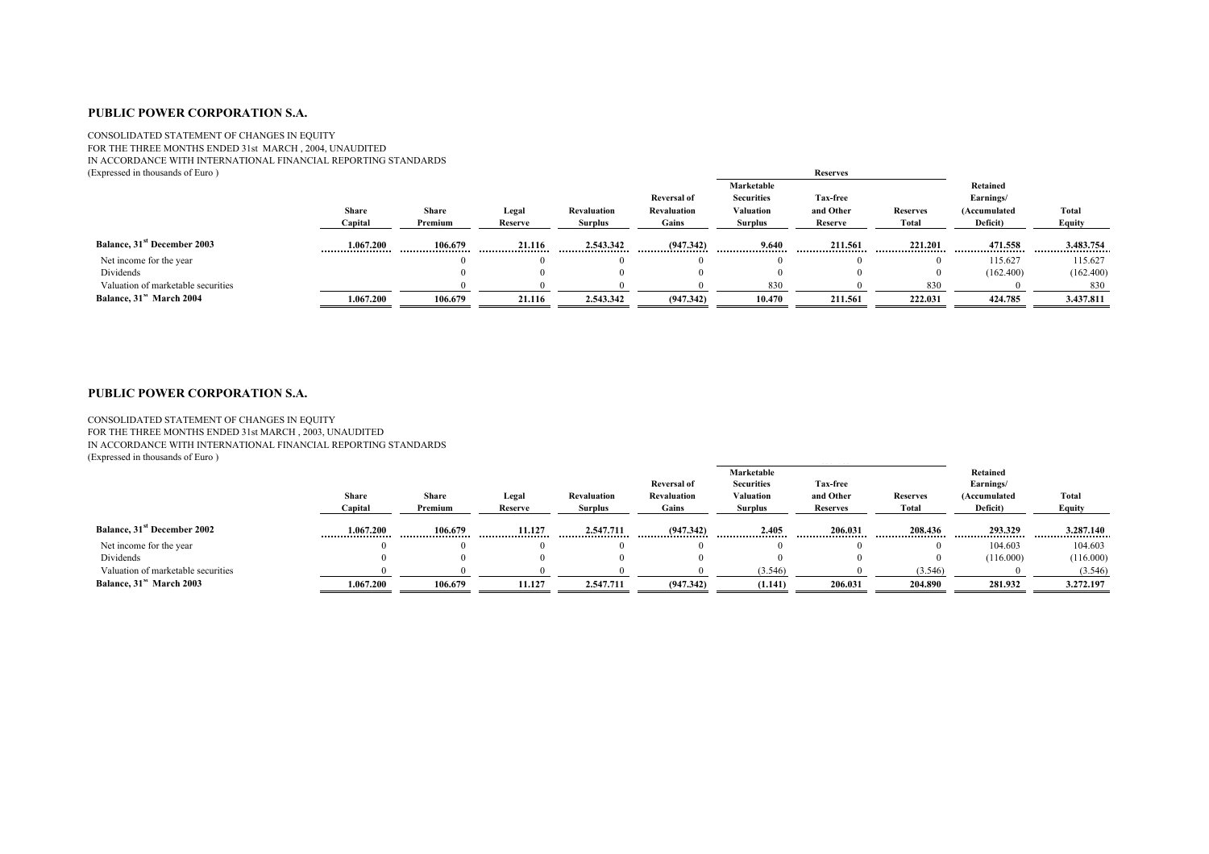## PUBLIC POWER CORPORATION S.A.

CONSOLIDATED STATEMENT OF CHANGES IN EQUITY
FOR THE THREE MONTHS ENDED 31st MARCH , 2004, UNAUDITED
IN ACCORDANCE WITH INTERNATIONAL FINANCIAL REPORTING STANDARDS
(Expressed in thousands of Euro )

| | | | | | | Reserves | | | | |
|---|---|---|---|---|---|---|---|---|---|---|
| | **Share Capital** | **Share Premium** | **Legal Reserve** | **Revaluation Surplus** | **Reversal of Revaluation Gains** | **Marketable Securities Valuation Surplus** | **Tax-free and Other Reserve** | **Reserves Total** | **Retained Earnings/ (Accumulated Deficit)** | **Total Equity** |
| **Balance, 31st December 2003** | **1.067.200** | **106.679** | **21.116** | **2.543.342** | **(947.342)** | **9.640** | **211.561** | **221.201** | **471.558** | **3.483.754** |
| Net income for the year | | 0 | 0 | 0 | 0 | 0 | 0 | 0 | 115.627 | 115.627 |
| Dividends | | 0 | 0 | 0 | 0 | 0 | 0 | 0 | (162.400) | (162.400) |
| Valuation of marketable securities | | 0 | 0 | 0 | 0 | 830 | 0 | 830 | 0 | 830 |
| **Balance, 31st March 2004** | **1.067.200** | **106.679** | **21.116** | **2.543.342** | **(947.342)** | **10.470** | **211.561** | **222.031** | **424.785** | **3.437.811** |

## PUBLIC POWER CORPORATION S.A.

CONSOLIDATED STATEMENT OF CHANGES IN EQUITY
FOR THE THREE MONTHS ENDED 31st MARCH , 2003, UNAUDITED
IN ACCORDANCE WITH INTERNATIONAL FINANCIAL REPORTING STANDARDS
(Expressed in thousands of Euro )

| | **Share Capital** | **Share Premium** | **Legal Reserve** | **Revaluation Surplus** | **Reversal of Revaluation Gains** | **Marketable Securities Valuation Surplus** | **Tax-free and Other Reserves** | **Reserves Total** | **Retained Earnings/ (Accumulated Deficit)** | **Total Equity** |
|---|---|---|---|---|---|---|---|---|---|---|
| **Balance, 31st December 2002** | **1.067.200** | **106.679** | **11.127** | **2.547.711** | **(947.342)** | **2.405** | **206.031** | **208.436** | **293.329** | **3.287.140** |
| Net income for the year | 0 | 0 | 0 | 0 | 0 | 0 | 0 | 0 | 104.603 | 104.603 |
| Dividends | 0 | 0 | 0 | 0 | 0 | 0 | 0 | 0 | (116.000) | (116.000) |
| Valuation of marketable securities | 0 | 0 | 0 | 0 | 0 | (3.546) | 0 | (3.546) | 0 | (3.546) |
| **Balance, 31st March 2003** | **1.067.200** | **106.679** | **11.127** | **2.547.711** | **(947.342)** | **(1.141)** | **206.031** | **204.890** | **281.932** | **3.272.197** |